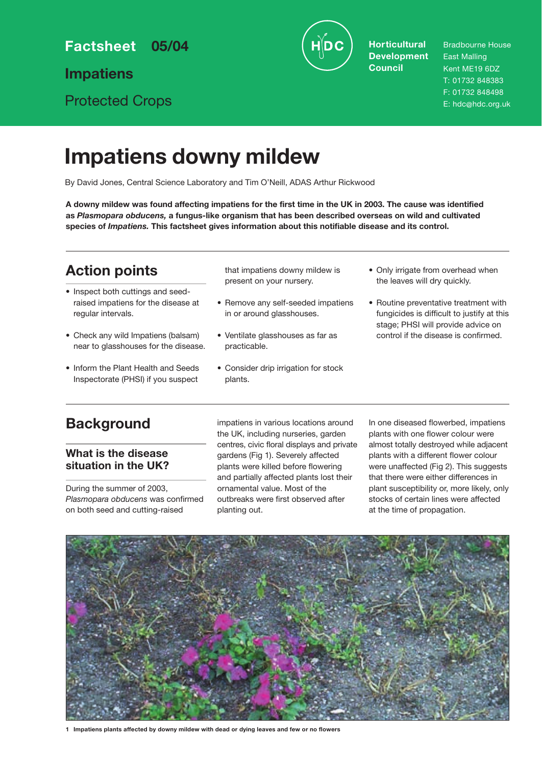Factsheet 05/04

Impatiens

Protected Crops

Horticultural Development Council

Bradbourne House
East Malling
Kent ME19 6DZ
T: 01732 848383
F: 01732 848498
E: hdc@hdc.org.uk

# Impatiens downy mildew

By David Jones, Central Science Laboratory and Tim O'Neill, ADAS Arthur Rickwood

**A downy mildew was found affecting impatiens for the first time in the UK in 2003. The cause was identified as *Plasmopara obducens,* a fungus-like organism that has been described overseas on wild and cultivated species of *Impatiens.* This factsheet gives information about this notifiable disease and its control.**

## Action points

- Inspect both cuttings and seed-raised impatiens for the disease at regular intervals.
- Check any wild Impatiens (balsam) near to glasshouses for the disease.
- Inform the Plant Health and Seeds Inspectorate (PHSI) if you suspect that impatiens downy mildew is present on your nursery.
- Remove any self-seeded impatiens in or around glasshouses.
- Ventilate glasshouses as far as practicable.
- Consider drip irrigation for stock plants.
- Only irrigate from overhead when the leaves will dry quickly.
- Routine preventative treatment with fungicides is difficult to justify at this stage; PHSI will provide advice on control if the disease is confirmed.

## Background

### What is the disease situation in the UK?

During the summer of 2003, *Plasmopara obducens* was confirmed on both seed and cutting-raised impatiens in various locations around the UK, including nurseries, garden centres, civic floral displays and private gardens (Fig 1). Severely affected plants were killed before flowering and partially affected plants lost their ornamental value. Most of the outbreaks were first observed after planting out.

In one diseased flowerbed, impatiens plants with one flower colour were almost totally destroyed while adjacent plants with a different flower colour were unaffected (Fig 2). This suggests that there were either differences in plant susceptibility or, more likely, only stocks of certain lines were affected at the time of propagation.

**1 Impatiens plants affected by downy mildew with dead or dying leaves and few or no flowers**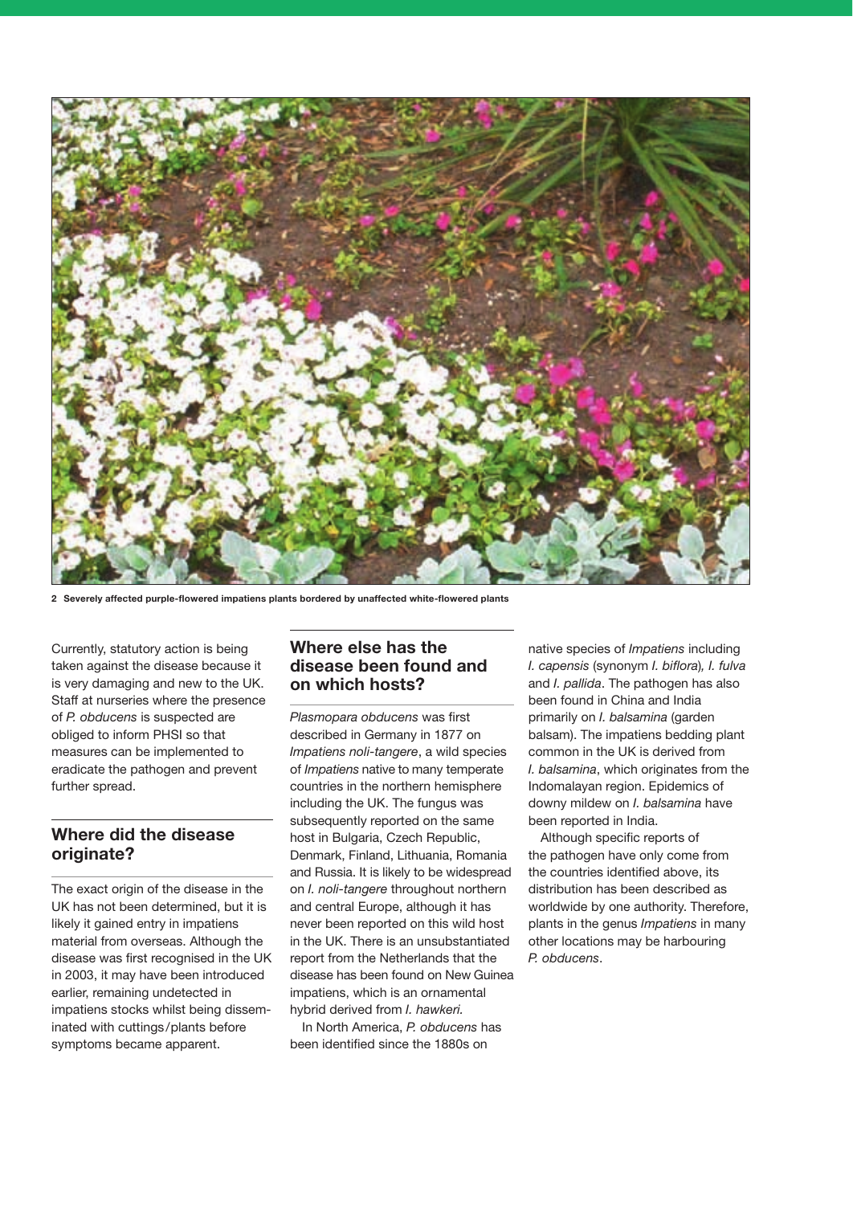2 Severely affected purple-flowered impatiens plants bordered by unaffected white-flowered plants

Currently, statutory action is being taken against the disease because it is very damaging and new to the UK. Staff at nurseries where the presence of *P. obducens* is suspected are obliged to inform PHSI so that measures can be implemented to eradicate the pathogen and prevent further spread.

## Where did the disease originate?

The exact origin of the disease in the UK has not been determined, but it is likely it gained entry in impatiens material from overseas. Although the disease was first recognised in the UK in 2003, it may have been introduced earlier, remaining undetected in impatiens stocks whilst being disseminated with cuttings/plants before symptoms became apparent.

## Where else has the disease been found and on which hosts?

*Plasmopara obducens* was first described in Germany in 1877 on *Impatiens noli-tangere*, a wild species of *Impatiens* native to many temperate countries in the northern hemisphere including the UK. The fungus was subsequently reported on the same host in Bulgaria, Czech Republic, Denmark, Finland, Lithuania, Romania and Russia. It is likely to be widespread on *I. noli-tangere* throughout northern and central Europe, although it has never been reported on this wild host in the UK. There is an unsubstantiated report from the Netherlands that the disease has been found on New Guinea impatiens, which is an ornamental hybrid derived from *I. hawkeri*.

In North America, *P. obducens* has been identified since the 1880s on native species of *Impatiens* including *I. capensis* (synonym *I. biflora*), *I. fulva* and *I. pallida*. The pathogen has also been found in China and India primarily on *I. balsamina* (garden balsam). The impatiens bedding plant common in the UK is derived from *I. balsamina*, which originates from the Indomalayan region. Epidemics of downy mildew on *I. balsamina* have been reported in India.

Although specific reports of the pathogen have only come from the countries identified above, its distribution has been described as worldwide by one authority. Therefore, plants in the genus *Impatiens* in many other locations may be harbouring *P. obducens*.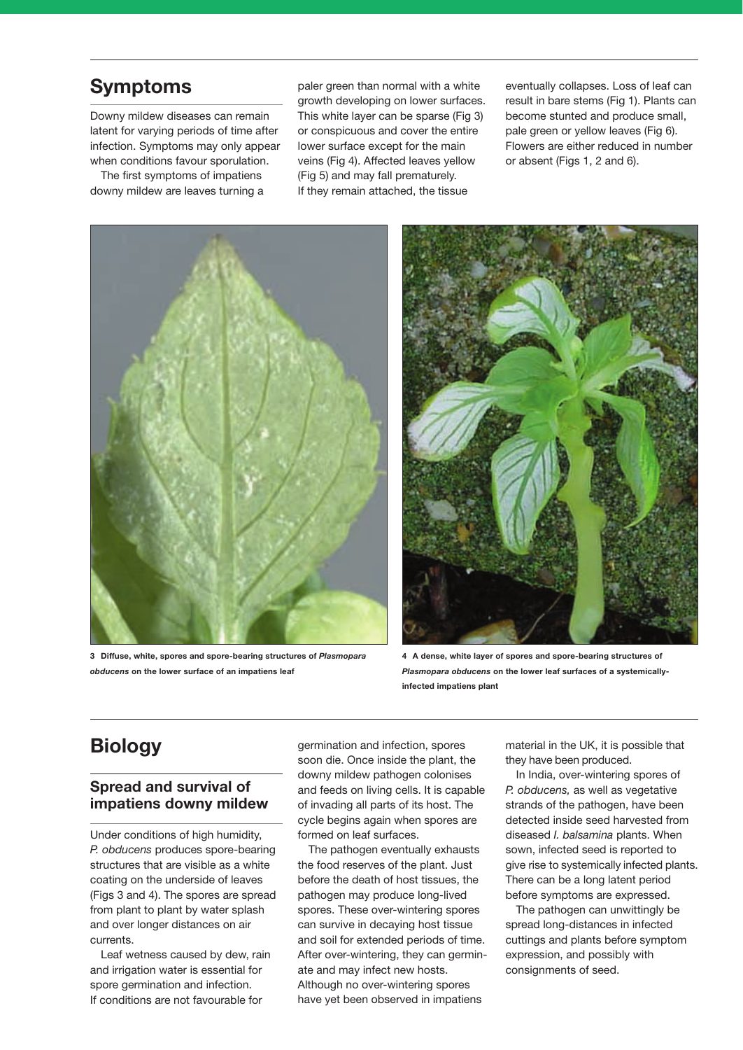## Symptoms

Downy mildew diseases can remain latent for varying periods of time after infection. Symptoms may only appear when conditions favour sporulation.

The first symptoms of impatiens downy mildew are leaves turning a paler green than normal with a white growth developing on lower surfaces. This white layer can be sparse (Fig 3) or conspicuous and cover the entire lower surface except for the main veins (Fig 4). Affected leaves yellow (Fig 5) and may fall prematurely. If they remain attached, the tissue eventually collapses. Loss of leaf can result in bare stems (Fig 1). Plants can become stunted and produce small, pale green or yellow leaves (Fig 6). Flowers are either reduced in number or absent (Figs 1, 2 and 6).

**3 Diffuse, white, spores and spore-bearing structures of *Plasmopara obducens* on the lower surface of an impatiens leaf**

**4 A dense, white layer of spores and spore-bearing structures of *Plasmopara obducens* on the lower leaf surfaces of a systemically-infected impatiens plant**

## Biology

### Spread and survival of impatiens downy mildew

Under conditions of high humidity, *P. obducens* produces spore-bearing structures that are visible as a white coating on the underside of leaves (Figs 3 and 4). The spores are spread from plant to plant by water splash and over longer distances on air currents.

Leaf wetness caused by dew, rain and irrigation water is essential for spore germination and infection. If conditions are not favourable for germination and infection, spores soon die. Once inside the plant, the downy mildew pathogen colonises and feeds on living cells. It is capable of invading all parts of its host. The cycle begins again when spores are formed on leaf surfaces.

The pathogen eventually exhausts the food reserves of the plant. Just before the death of host tissues, the pathogen may produce long-lived spores. These over-wintering spores can survive in decaying host tissue and soil for extended periods of time. After over-wintering, they can germinate and may infect new hosts. Although no over-wintering spores have yet been observed in impatiens material in the UK, it is possible that they have been produced.

In India, over-wintering spores of *P. obducens,* as well as vegetative strands of the pathogen, have been detected inside seed harvested from diseased *I. balsamina* plants. When sown, infected seed is reported to give rise to systemically infected plants. There can be a long latent period before symptoms are expressed.

The pathogen can unwittingly be spread long-distances in infected cuttings and plants before symptom expression, and possibly with consignments of seed.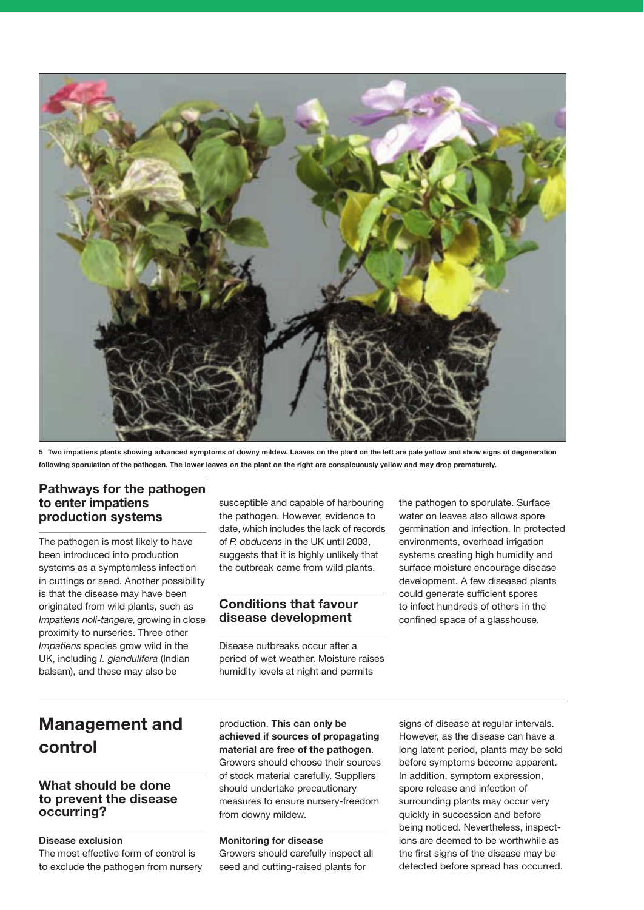5 Two impatiens plants showing advanced symptoms of downy mildew. Leaves on the plant on the left are pale yellow and show signs of degeneration following sporulation of the pathogen. The lower leaves on the plant on the right are conspicuously yellow and may drop prematurely.

### Pathways for the pathogen to enter impatiens production systems

The pathogen is most likely to have been introduced into production systems as a symptomless infection in cuttings or seed. Another possibility is that the disease may have been originated from wild plants, such as *Impatiens noli-tangere,* growing in close proximity to nurseries. Three other *Impatiens* species grow wild in the UK, including *I. glandulifera* (Indian balsam), and these may also be susceptible and capable of harbouring the pathogen. However, evidence to date, which includes the lack of records of *P. obducens* in the UK until 2003, suggests that it is highly unlikely that the outbreak came from wild plants.

### Conditions that favour disease development

Disease outbreaks occur after a period of wet weather. Moisture raises humidity levels at night and permits the pathogen to sporulate. Surface water on leaves also allows spore germination and infection. In protected environments, overhead irrigation systems creating high humidity and surface moisture encourage disease development. A few diseased plants could generate sufficient spores to infect hundreds of others in the confined space of a glasshouse.

## Management and control

### What should be done to prevent the disease occurring?

#### Disease exclusion

The most effective form of control is to exclude the pathogen from nursery production. **This can only be achieved if sources of propagating material are free of the pathogen**. Growers should choose their sources of stock material carefully. Suppliers should undertake precautionary measures to ensure nursery-freedom from downy mildew.

#### Monitoring for disease

Growers should carefully inspect all seed and cutting-raised plants for signs of disease at regular intervals. However, as the disease can have a long latent period, plants may be sold before symptoms become apparent. In addition, symptom expression, spore release and infection of surrounding plants may occur very quickly in succession and before being noticed. Nevertheless, inspections are deemed to be worthwhile as the first signs of the disease may be detected before spread has occurred.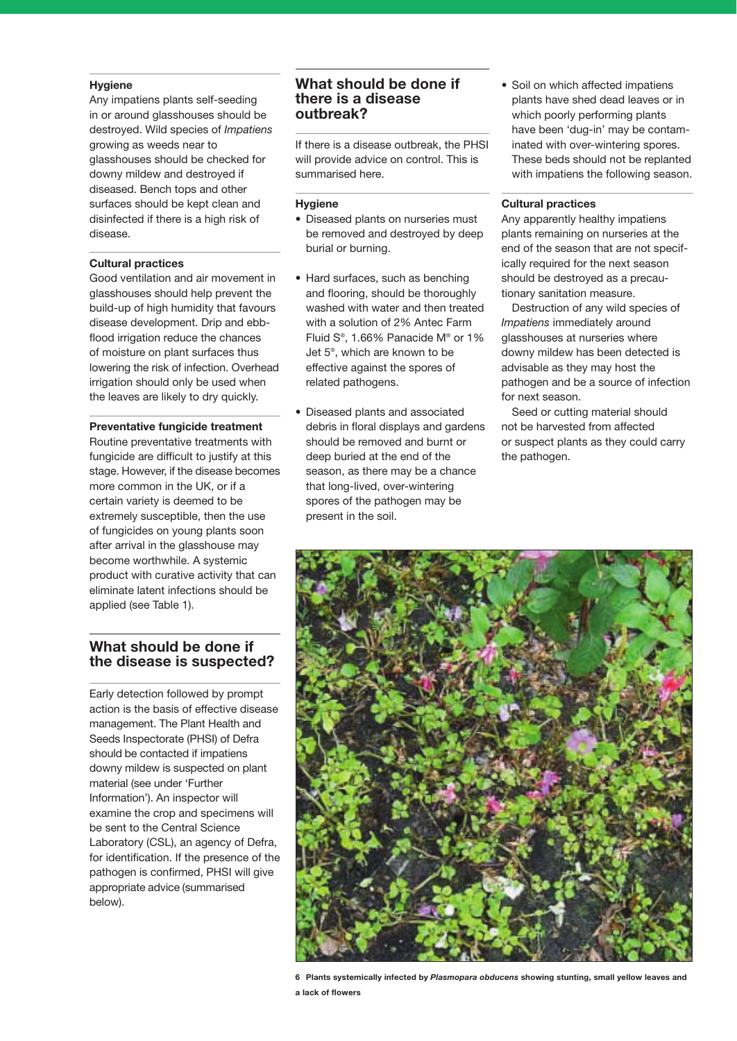### Hygiene

Any impatiens plants self-seeding in or around glasshouses should be destroyed. Wild species of *Impatiens* growing as weeds near to glasshouses should be checked for downy mildew and destroyed if diseased. Bench tops and other surfaces should be kept clean and disinfected if there is a high risk of disease.

### Cultural practices

Good ventilation and air movement in glasshouses should help prevent the build-up of high humidity that favours disease development. Drip and ebb-flood irrigation reduce the chances of moisture on plant surfaces thus lowering the risk of infection. Overhead irrigation should only be used when the leaves are likely to dry quickly.

### Preventative fungicide treatment

Routine preventative treatments with fungicide are difficult to justify at this stage. However, if the disease becomes more common in the UK, or if a certain variety is deemed to be extremely susceptible, then the use of fungicides on young plants soon after arrival in the glasshouse may become worthwhile. A systemic product with curative activity that can eliminate latent infections should be applied (see Table 1).

## What should be done if the disease is suspected?

Early detection followed by prompt action is the basis of effective disease management. The Plant Health and Seeds Inspectorate (PHSI) of Defra should be contacted if impatiens downy mildew is suspected on plant material (see under 'Further Information'). An inspector will examine the crop and specimens will be sent to the Central Science Laboratory (CSL), an agency of Defra, for identification. If the presence of the pathogen is confirmed, PHSI will give appropriate advice (summarised below).

## What should be done if there is a disease outbreak?

If there is a disease outbreak, the PHSI will provide advice on control. This is summarised here.

### Hygiene

- Diseased plants on nurseries must be removed and destroyed by deep burial or burning.
- Hard surfaces, such as benching and flooring, should be thoroughly washed with water and then treated with a solution of 2% Antec Farm Fluid S®, 1.66% Panacide M® or 1% Jet 5®, which are known to be effective against the spores of related pathogens.
- Diseased plants and associated debris in floral displays and gardens should be removed and burnt or deep buried at the end of the season, as there may be a chance that long-lived, over-wintering spores of the pathogen may be present in the soil.
- Soil on which affected impatiens plants have shed dead leaves or in which poorly performing plants have been 'dug-in' may be contaminated with over-wintering spores. These beds should not be replanted with impatiens the following season.

### Cultural practices

Any apparently healthy impatiens plants remaining on nurseries at the end of the season that are not specifically required for the next season should be destroyed as a precautionary sanitation measure.

Destruction of any wild species of *Impatiens* immediately around glasshouses at nurseries where downy mildew has been detected is advisable as they may host the pathogen and be a source of infection for next season.

Seed or cutting material should not be harvested from affected or suspect plants as they could carry the pathogen.

**6 Plants systemically infected by *Plasmopara obducens* showing stunting, small yellow leaves and a lack of flowers**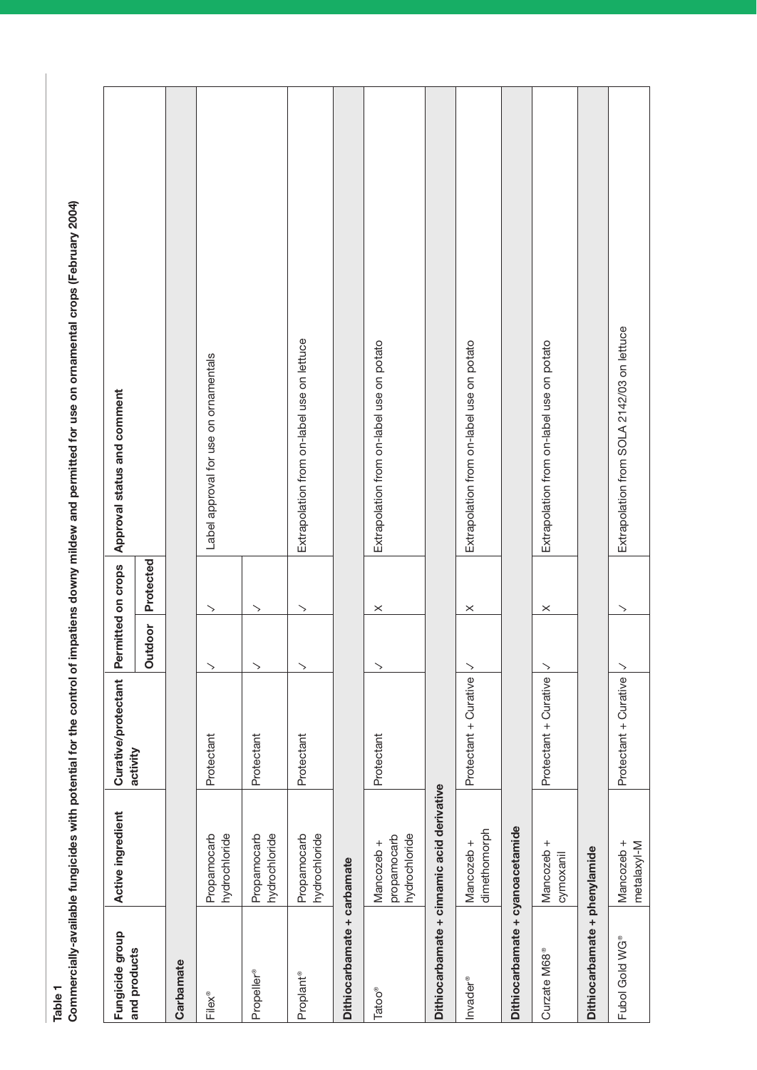**Table 1**

**Commercially-available fungicides with potential for the control of impatiens downy mildew and permitted for use on ornamental crops (February 2004)**

| Fungicide group and products | Active ingredient | Curative/protectant activity | Permitted on crops | | Approval status and comment |
|---|---|---|---|---|---|
| | | | Outdoor | Protected | |
| **Carbamate** | | | | | |
| Filex® | Propamocarb hydrochloride | Protectant | ✓ | ✓ | Label approval for use on ornamentals |
| Propeller® | Propamocarb hydrochloride | Protectant | ✓ | ✓ | |
| Proplant® | Propamocarb hydrochloride | Protectant | ✓ | ✓ | Extrapolation from on-label use on lettuce |
| **Dithiocarbamate + carbamate** | | | | | |
| Tatoo® | Mancozeb + propamocarb hydrochloride | Protectant | ✓ | × | Extrapolation from on-label use on potato |
| **Dithiocarbamate + cinnamic acid derivative** | | | | | |
| Invader® | Mancozeb + dimethomorph | Protectant + Curative | ✓ | × | Extrapolation from on-label use on potato |
| **Dithiocarbamate + cyanoacetamide** | | | | | |
| Curzate M68® | Mancozeb + cymoxanil | Protectant + Curative | ✓ | × | Extrapolation from on-label use on potato |
| **Dithiocarbamate + phenylamide** | | | | | |
| Fubol Gold WG® | Mancozeb + metalaxyl-M | Protectant + Curative | ✓ | ✓ | Extrapolation from SOLA 2142/03 on lettuce |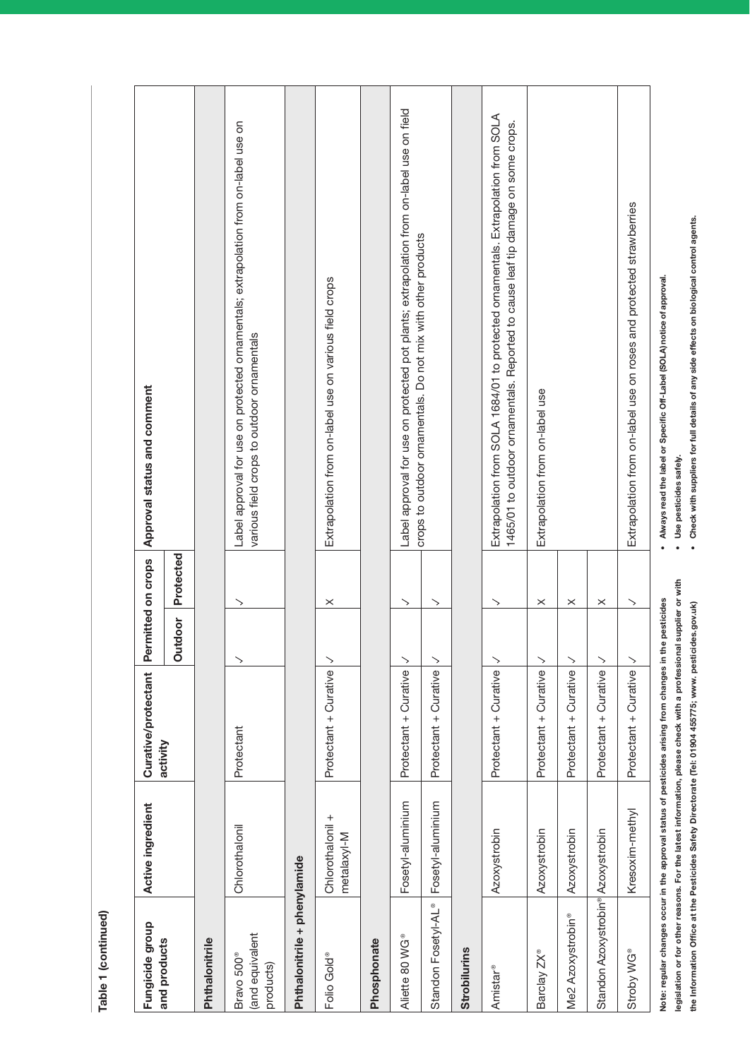**Table 1 (continued)**

| Fungicide group and products | Active ingredient | Curative/protectant activity | Permitted on crops | | Approval status and comment |
|---|---|---|---|---|---|
| | | | Outdoor | Protected | |
| **Phthalonitrile** | | | | | |
| Bravo 500® (and equivalent products) | Chlorothalonil | Protectant | ✓ | ✓ | Label approval for use on protected ornamentals; extrapolation from on-label use on various field crops to outdoor ornamentals |
| **Phthalonitrile + phenylamide** | | | | | |
| Folio Gold® | Chlorothalonil + metalaxyl-M | Protectant + Curative | ✓ | ✗ | Extrapolation from on-label use on various field crops |
| **Phosphonate** | | | | | |
| Aliette 80 WG® | Fosetyl-aluminium | Protectant + Curative | ✓ | ✓ | Label approval for use on protected pot plants; extrapolation from on-label use on field crops to outdoor ornamentals. Do not mix with other products |
| Standon Fosetyl-AL® | Fosetyl-aluminium | Protectant + Curative | ✓ | ✓ | |
| **Strobilurins** | | | | | |
| Amistar® | Azoxystrobin | Protectant + Curative | ✓ | ✓ | Extrapolation from SOLA 1684/01 to protected ornamentals. Extrapolation from SOLA 1465/01 to outdoor ornamentals. Reported to cause leaf tip damage on some crops. |
| Barclay ZX® | Azoxystrobin | Protectant + Curative | ✓ | ✗ | Extrapolation from on-label use |
| Me2 Azoxystrobin® | Azoxystrobin | Protectant + Curative | ✓ | ✗ | |
| Standon Azoxystrobin® | Azoxystrobin | Protectant + Curative | ✓ | ✗ | |
| Stroby WG® | Kresoxim-methyl | Protectant + Curative | ✓ | ✓ | Extrapolation from on-label use on roses and protected strawberries |

**Note: regular changes occur in the approval status of pesticides arising from changes in the pesticides legislation or for other reasons. For the latest information, please check with a professional supplier or with the Information Office at the Pesticides Safety Directorate (Tel: 01904 455775; www. pesticides.gov.uk)**

- **Always read the label or Specific Off-Label (SOLA) notice of approval.**
- **Use pesticides safely.**
- **Check with suppliers for full details of any side effects on biological control agents.**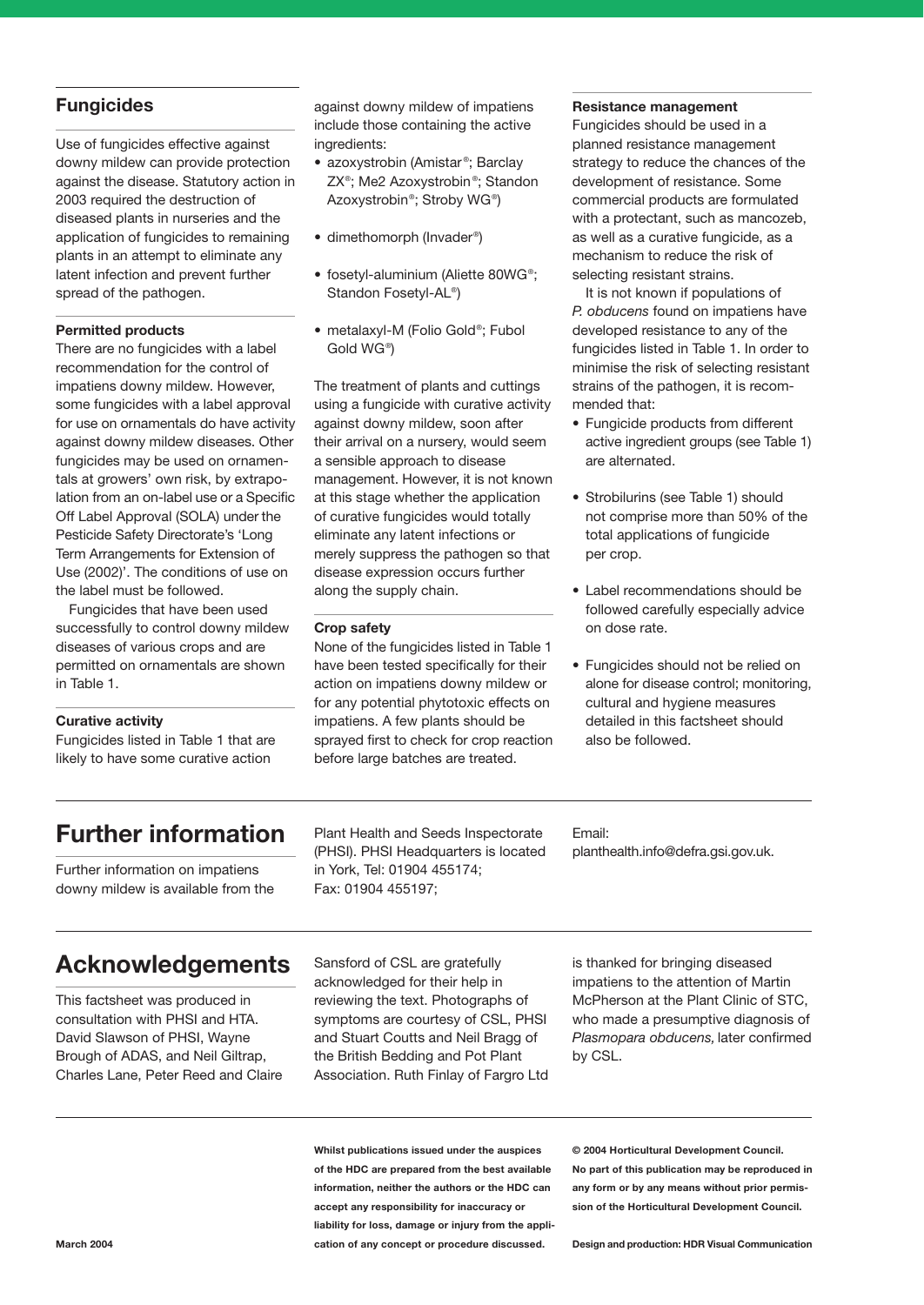## Fungicides

Use of fungicides effective against downy mildew can provide protection against the disease. Statutory action in 2003 required the destruction of diseased plants in nurseries and the application of fungicides to remaining plants in an attempt to eliminate any latent infection and prevent further spread of the pathogen.

### Permitted products

There are no fungicides with a label recommendation for the control of impatiens downy mildew. However, some fungicides with a label approval for use on ornamentals do have activity against downy mildew diseases. Other fungicides may be used on ornamentals at growers' own risk, by extrapolation from an on-label use or a Specific Off Label Approval (SOLA) under the Pesticide Safety Directorate's 'Long Term Arrangements for Extension of Use (2002)'. The conditions of use on the label must be followed.

Fungicides that have been used successfully to control downy mildew diseases of various crops and are permitted on ornamentals are shown in Table 1.

### Curative activity

Fungicides listed in Table 1 that are likely to have some curative action against downy mildew of impatiens include those containing the active ingredients:

- azoxystrobin (Amistar®; Barclay ZX®; Me2 Azoxystrobin®; Standon Azoxystrobin®; Stroby WG®)
- dimethomorph (Invader®)
- fosetyl-aluminium (Aliette 80WG®; Standon Fosetyl-AL®)
- metalaxyl-M (Folio Gold®; Fubol Gold WG®)

The treatment of plants and cuttings using a fungicide with curative activity against downy mildew, soon after their arrival on a nursery, would seem a sensible approach to disease management. However, it is not known at this stage whether the application of curative fungicides would totally eliminate any latent infections or merely suppress the pathogen so that disease expression occurs further along the supply chain.

### Crop safety

None of the fungicides listed in Table 1 have been tested specifically for their action on impatiens downy mildew or for any potential phytotoxic effects on impatiens. A few plants should be sprayed first to check for crop reaction before large batches are treated.

### Resistance management

Fungicides should be used in a planned resistance management strategy to reduce the chances of the development of resistance. Some commercial products are formulated with a protectant, such as mancozeb, as well as a curative fungicide, as a mechanism to reduce the risk of selecting resistant strains.

It is not known if populations of *P. obducens* found on impatiens have developed resistance to any of the fungicides listed in Table 1. In order to minimise the risk of selecting resistant strains of the pathogen, it is recommended that:

- Fungicide products from different active ingredient groups (see Table 1) are alternated.
- Strobilurins (see Table 1) should not comprise more than 50% of the total applications of fungicide per crop.
- Label recommendations should be followed carefully especially advice on dose rate.
- Fungicides should not be relied on alone for disease control; monitoring, cultural and hygiene measures detailed in this factsheet should also be followed.

## Further information

Further information on impatiens downy mildew is available from the Plant Health and Seeds Inspectorate (PHSI). PHSI Headquarters is located in York, Tel: 01904 455174; Fax: 01904 455197; Email: planthealth.info@defra.gsi.gov.uk.

## Acknowledgements

This factsheet was produced in consultation with PHSI and HTA. David Slawson of PHSI, Wayne Brough of ADAS, and Neil Giltrap, Charles Lane, Peter Reed and Claire Sansford of CSL are gratefully acknowledged for their help in reviewing the text. Photographs of symptoms are courtesy of CSL, PHSI and Stuart Coutts and Neil Bragg of the British Bedding and Pot Plant Association. Ruth Finlay of Fargro Ltd is thanked for bringing diseased impatiens to the attention of Martin McPherson at the Plant Clinic of STC, who made a presumptive diagnosis of *Plasmopara obducens,* later confirmed by CSL.

March 2004

**Whilst publications issued under the auspices of the HDC are prepared from the best available information, neither the authors or the HDC can accept any responsibility for inaccuracy or liability for loss, damage or injury from the application of any concept or procedure discussed.**

**© 2004 Horticultural Development Council. No part of this publication may be reproduced in any form or by any means without prior permission of the Horticultural Development Council.**

**Design and production: HDR Visual Communication**